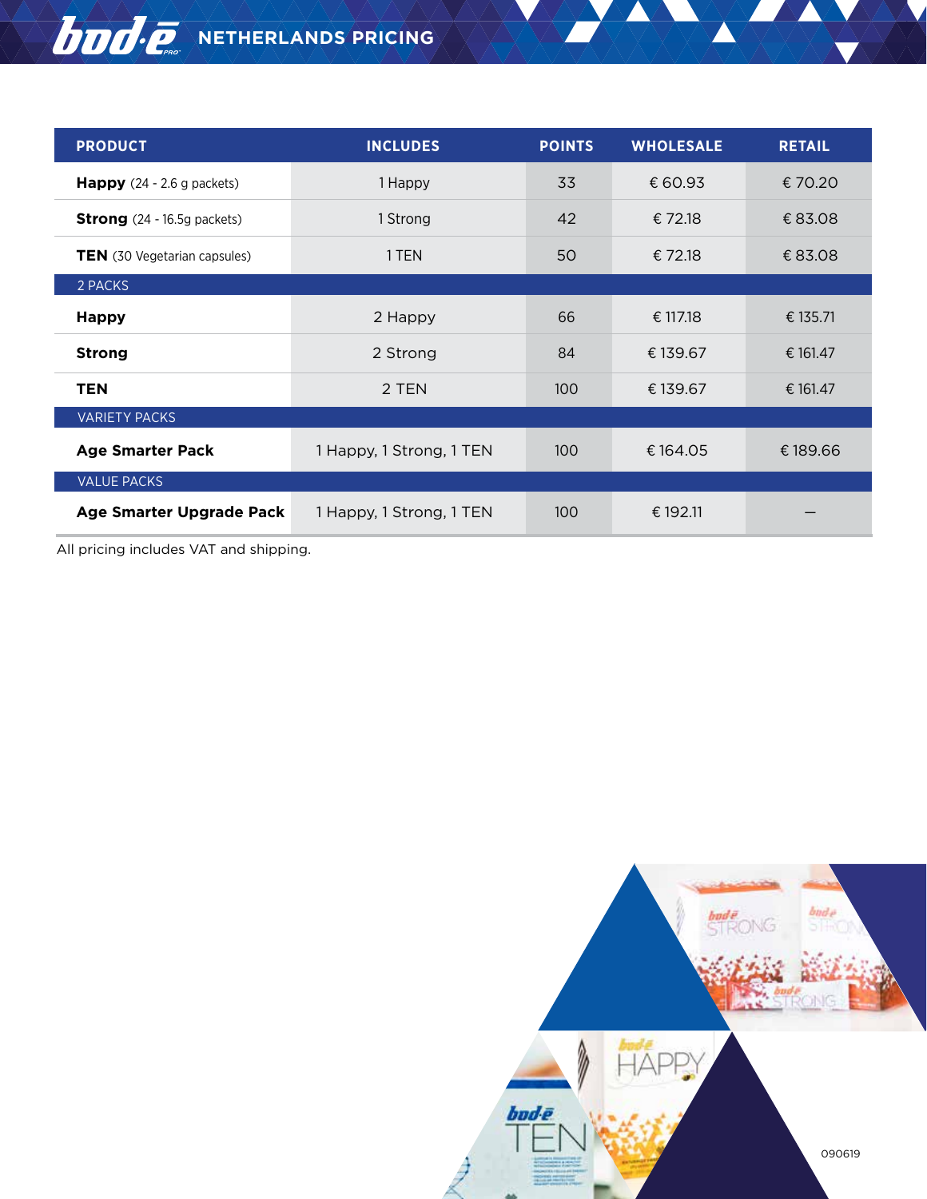# bod·ē NETHERLANDS PRICING

| PRODUCT | INCLUDES | POINTS | WHOLESALE | RETAIL |
|---|---|---|---|---|
| **Happy** (24 - 2.6 g packets) | 1 Happy | 33 | € 60.93 | € 70.20 |
| **Strong** (24 - 16.5g packets) | 1 Strong | 42 | € 72.18 | € 83.08 |
| **TEN** (30 Vegetarian capsules) | 1 TEN | 50 | € 72.18 | € 83.08 |
| 2 PACKS | | | | |
| **Happy** | 2 Happy | 66 | € 117.18 | € 135.71 |
| **Strong** | 2 Strong | 84 | € 139.67 | € 161.47 |
| **TEN** | 2 TEN | 100 | € 139.67 | € 161.47 |
| VARIETY PACKS | | | | |
| **Age Smarter Pack** | 1 Happy, 1 Strong, 1 TEN | 100 | € 164.05 | € 189.66 |
| VALUE PACKS | | | | |
| **Age Smarter Upgrade Pack** | 1 Happy, 1 Strong, 1 TEN | 100 | € 192.11 | – |

All pricing includes VAT and shipping.

090619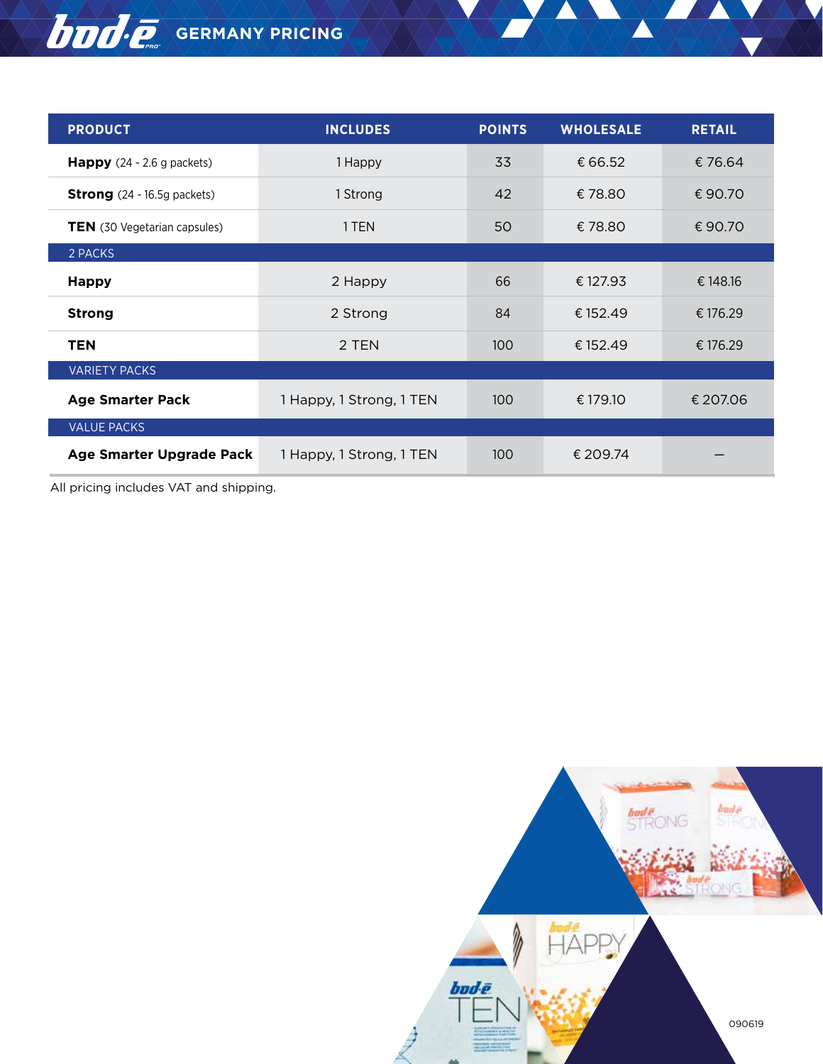# bod·ē GERMANY PRICING

| PRODUCT | INCLUDES | POINTS | WHOLESALE | RETAIL |
|---|---|---|---|---|
| **Happy** (24 - 2.6 g packets) | 1 Happy | 33 | € 66.52 | € 76.64 |
| **Strong** (24 - 16.5g packets) | 1 Strong | 42 | € 78.80 | € 90.70 |
| **TEN** (30 Vegetarian capsules) | 1 TEN | 50 | € 78.80 | € 90.70 |
| 2 PACKS | | | | |
| **Happy** | 2 Happy | 66 | € 127.93 | € 148.16 |
| **Strong** | 2 Strong | 84 | € 152.49 | € 176.29 |
| **TEN** | 2 TEN | 100 | € 152.49 | € 176.29 |
| VARIETY PACKS | | | | |
| **Age Smarter Pack** | 1 Happy, 1 Strong, 1 TEN | 100 | € 179.10 | € 207.06 |
| VALUE PACKS | | | | |
| **Age Smarter Upgrade Pack** | 1 Happy, 1 Strong, 1 TEN | 100 | € 209.74 | – |

All pricing includes VAT and shipping.

090619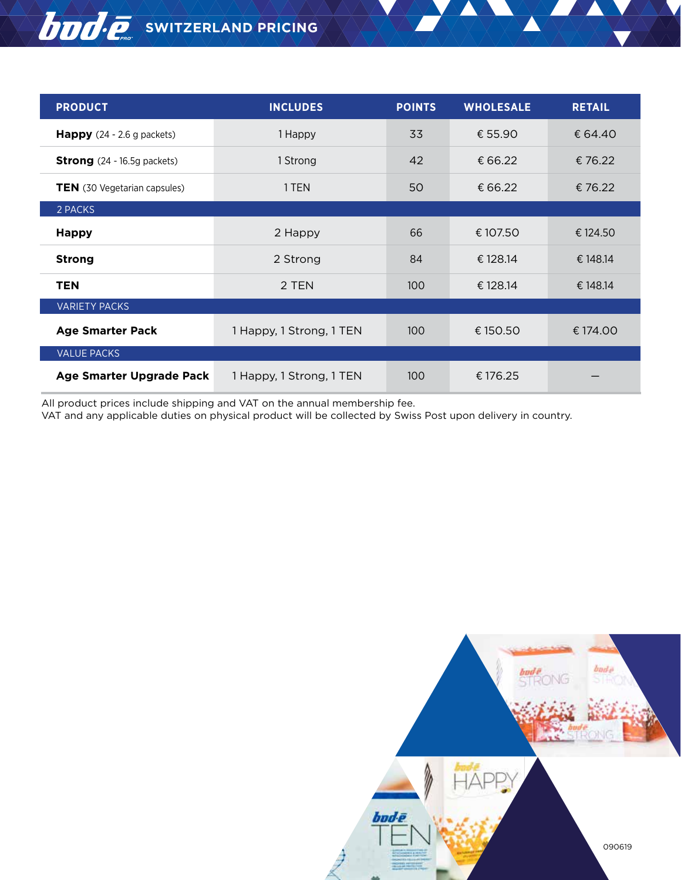# bod·ē SWITZERLAND PRICING

| PRODUCT | INCLUDES | POINTS | WHOLESALE | RETAIL |
|---|---|---|---|---|
| **Happy** (24 - 2.6 g packets) | 1 Happy | 33 | € 55.90 | € 64.40 |
| **Strong** (24 - 16.5g packets) | 1 Strong | 42 | € 66.22 | € 76.22 |
| **TEN** (30 Vegetarian capsules) | 1 TEN | 50 | € 66.22 | € 76.22 |
| 2 PACKS | | | | |
| **Happy** | 2 Happy | 66 | € 107.50 | € 124.50 |
| **Strong** | 2 Strong | 84 | € 128.14 | € 148.14 |
| **TEN** | 2 TEN | 100 | € 128.14 | € 148.14 |
| VARIETY PACKS | | | | |
| **Age Smarter Pack** | 1 Happy, 1 Strong, 1 TEN | 100 | € 150.50 | € 174.00 |
| VALUE PACKS | | | | |
| **Age Smarter Upgrade Pack** | 1 Happy, 1 Strong, 1 TEN | 100 | € 176.25 | – |

All product prices include shipping and VAT on the annual membership fee.
VAT and any applicable duties on physical product will be collected by Swiss Post upon delivery in country.

090619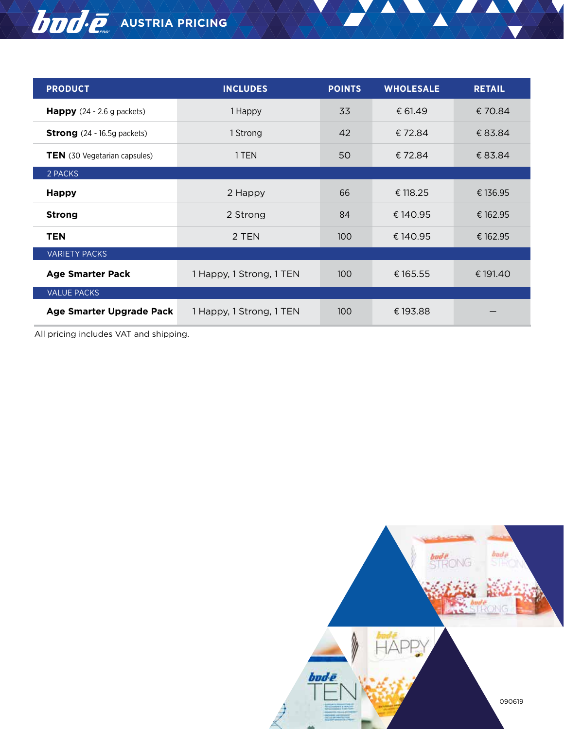# bod·ē AUSTRIA PRICING

| PRODUCT | INCLUDES | POINTS | WHOLESALE | RETAIL |
|---|---|---|---|---|
| **Happy** (24 - 2.6 g packets) | 1 Happy | 33 | € 61.49 | € 70.84 |
| **Strong** (24 - 16.5g packets) | 1 Strong | 42 | € 72.84 | € 83.84 |
| **TEN** (30 Vegetarian capsules) | 1 TEN | 50 | € 72.84 | € 83.84 |
| 2 PACKS | | | | |
| **Happy** | 2 Happy | 66 | € 118.25 | € 136.95 |
| **Strong** | 2 Strong | 84 | € 140.95 | € 162.95 |
| **TEN** | 2 TEN | 100 | € 140.95 | € 162.95 |
| VARIETY PACKS | | | | |
| **Age Smarter Pack** | 1 Happy, 1 Strong, 1 TEN | 100 | € 165.55 | € 191.40 |
| VALUE PACKS | | | | |
| **Age Smarter Upgrade Pack** | 1 Happy, 1 Strong, 1 TEN | 100 | € 193.88 | – |

All pricing includes VAT and shipping.

090619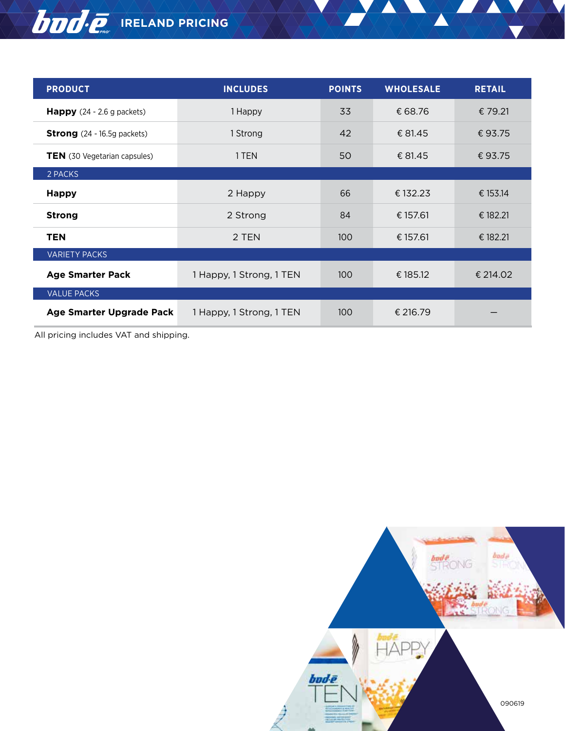# bod·ē IRELAND PRICING

| PRODUCT | INCLUDES | POINTS | WHOLESALE | RETAIL |
|---|---|---|---|---|
| **Happy** (24 - 2.6 g packets) | 1 Happy | 33 | € 68.76 | € 79.21 |
| **Strong** (24 - 16.5g packets) | 1 Strong | 42 | € 81.45 | € 93.75 |
| **TEN** (30 Vegetarian capsules) | 1 TEN | 50 | € 81.45 | € 93.75 |
| 2 PACKS | | | | |
| **Happy** | 2 Happy | 66 | € 132.23 | € 153.14 |
| **Strong** | 2 Strong | 84 | € 157.61 | € 182.21 |
| **TEN** | 2 TEN | 100 | € 157.61 | € 182.21 |
| VARIETY PACKS | | | | |
| **Age Smarter Pack** | 1 Happy, 1 Strong, 1 TEN | 100 | € 185.12 | € 214.02 |
| VALUE PACKS | | | | |
| **Age Smarter Upgrade Pack** | 1 Happy, 1 Strong, 1 TEN | 100 | € 216.79 | – |

All pricing includes VAT and shipping.

090619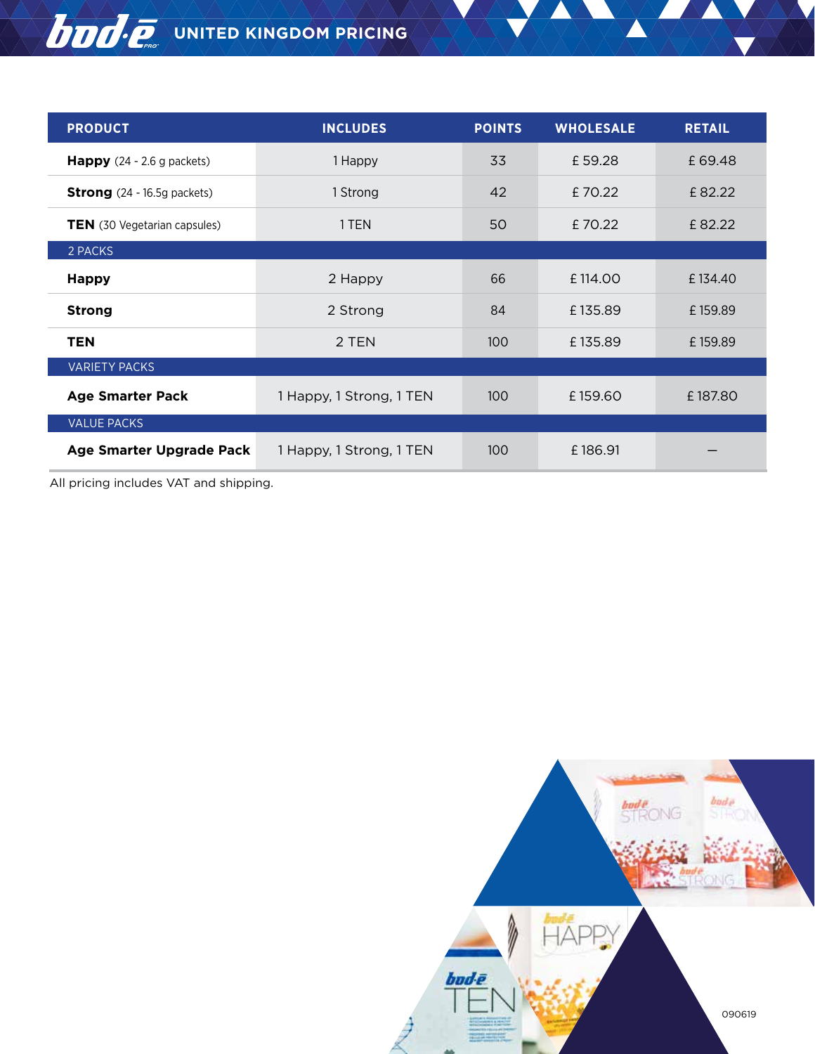# UNITED KINGDOM PRICING

| PRODUCT | INCLUDES | POINTS | WHOLESALE | RETAIL |
|---|---|---|---|---|
| **Happy** (24 - 2.6 g packets) | 1 Happy | 33 | £ 59.28 | £ 69.48 |
| **Strong** (24 - 16.5g packets) | 1 Strong | 42 | £ 70.22 | £ 82.22 |
| **TEN** (30 Vegetarian capsules) | 1 TEN | 50 | £ 70.22 | £ 82.22 |
| 2 PACKS | | | | |
| **Happy** | 2 Happy | 66 | £ 114.00 | £ 134.40 |
| **Strong** | 2 Strong | 84 | £ 135.89 | £ 159.89 |
| **TEN** | 2 TEN | 100 | £ 135.89 | £ 159.89 |
| VARIETY PACKS | | | | |
| **Age Smarter Pack** | 1 Happy, 1 Strong, 1 TEN | 100 | £ 159.60 | £ 187.80 |
| VALUE PACKS | | | | |
| **Age Smarter Upgrade Pack** | 1 Happy, 1 Strong, 1 TEN | 100 | £ 186.91 | — |

All pricing includes VAT and shipping.

090619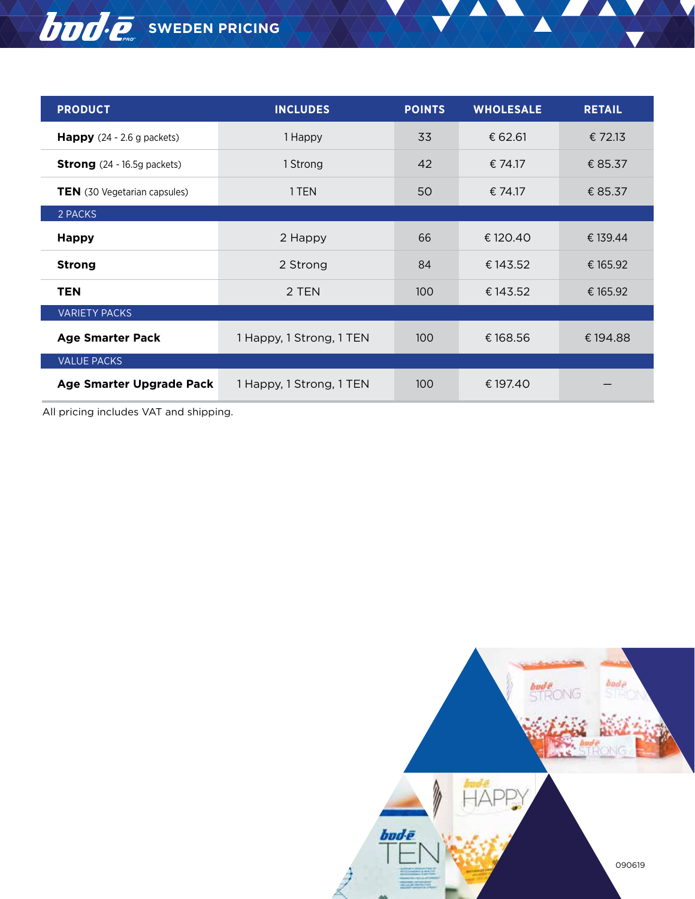# SWEDEN PRICING

| PRODUCT | INCLUDES | POINTS | WHOLESALE | RETAIL |
|---|---|---|---|---|
| **Happy** (24 - 2.6 g packets) | 1 Happy | 33 | € 62.61 | € 72.13 |
| **Strong** (24 - 16.5g packets) | 1 Strong | 42 | € 74.17 | € 85.37 |
| **TEN** (30 Vegetarian capsules) | 1 TEN | 50 | € 74.17 | € 85.37 |
| 2 PACKS | | | | |
| **Happy** | 2 Happy | 66 | € 120.40 | € 139.44 |
| **Strong** | 2 Strong | 84 | € 143.52 | € 165.92 |
| **TEN** | 2 TEN | 100 | € 143.52 | € 165.92 |
| VARIETY PACKS | | | | |
| **Age Smarter Pack** | 1 Happy, 1 Strong, 1 TEN | 100 | € 168.56 | € 194.88 |
| VALUE PACKS | | | | |
| **Age Smarter Upgrade Pack** | 1 Happy, 1 Strong, 1 TEN | 100 | € 197.40 | – |

All pricing includes VAT and shipping.

090619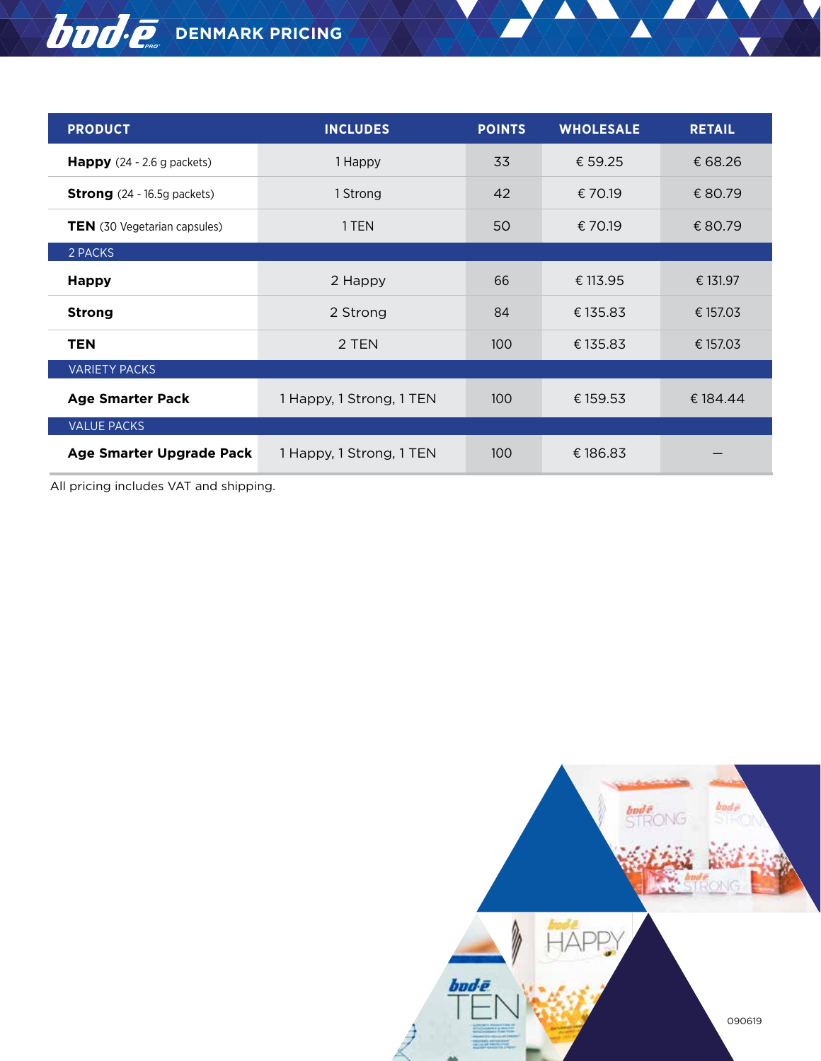# bod·e DENMARK PRICING

| PRODUCT | INCLUDES | POINTS | WHOLESALE | RETAIL |
|---|---|---|---|---|
| **Happy** (24 - 2.6 g packets) | 1 Happy | 33 | € 59.25 | € 68.26 |
| **Strong** (24 - 16.5g packets) | 1 Strong | 42 | € 70.19 | € 80.79 |
| **TEN** (30 Vegetarian capsules) | 1 TEN | 50 | € 70.19 | € 80.79 |
| 2 PACKS | | | | |
| **Happy** | 2 Happy | 66 | € 113.95 | € 131.97 |
| **Strong** | 2 Strong | 84 | € 135.83 | € 157.03 |
| **TEN** | 2 TEN | 100 | € 135.83 | € 157.03 |
| VARIETY PACKS | | | | |
| **Age Smarter Pack** | 1 Happy, 1 Strong, 1 TEN | 100 | € 159.53 | € 184.44 |
| VALUE PACKS | | | | |
| **Age Smarter Upgrade Pack** | 1 Happy, 1 Strong, 1 TEN | 100 | € 186.83 | — |

All pricing includes VAT and shipping.

090619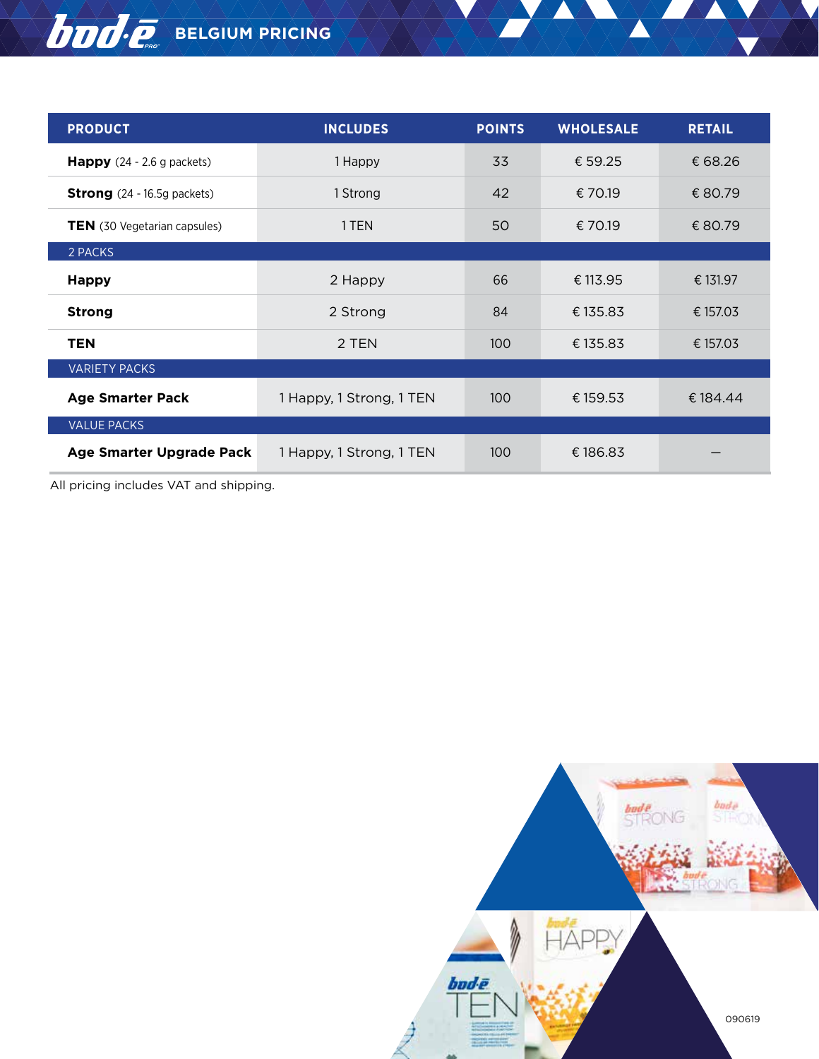# BELGIUM PRICING

| PRODUCT | INCLUDES | POINTS | WHOLESALE | RETAIL |
|---|---|---|---|---|
| **Happy** (24 - 2.6 g packets) | 1 Happy | 33 | € 59.25 | € 68.26 |
| **Strong** (24 - 16.5g packets) | 1 Strong | 42 | € 70.19 | € 80.79 |
| **TEN** (30 Vegetarian capsules) | 1 TEN | 50 | € 70.19 | € 80.79 |
| 2 PACKS | | | | |
| **Happy** | 2 Happy | 66 | € 113.95 | € 131.97 |
| **Strong** | 2 Strong | 84 | € 135.83 | € 157.03 |
| **TEN** | 2 TEN | 100 | € 135.83 | € 157.03 |
| VARIETY PACKS | | | | |
| **Age Smarter Pack** | 1 Happy, 1 Strong, 1 TEN | 100 | € 159.53 | € 184.44 |
| VALUE PACKS | | | | |
| **Age Smarter Upgrade Pack** | 1 Happy, 1 Strong, 1 TEN | 100 | € 186.83 | – |

All pricing includes VAT and shipping.

090619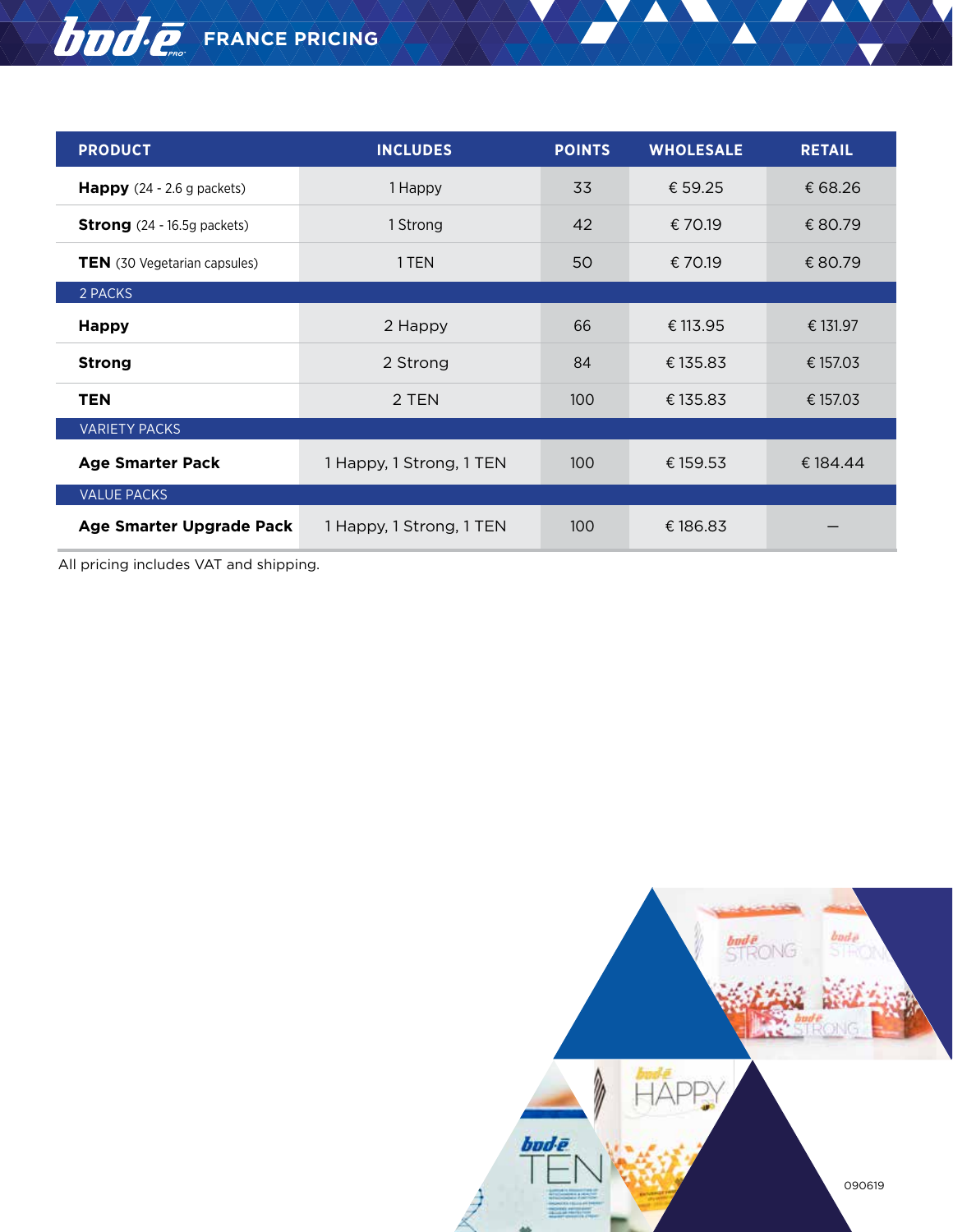# bod·ē FRANCE PRICING

| PRODUCT | INCLUDES | POINTS | WHOLESALE | RETAIL |
| --- | --- | --- | --- | --- |
| **Happy** (24 - 2.6 g packets) | 1 Happy | 33 | € 59.25 | € 68.26 |
| **Strong** (24 - 16.5g packets) | 1 Strong | 42 | € 70.19 | € 80.79 |
| **TEN** (30 Vegetarian capsules) | 1 TEN | 50 | € 70.19 | € 80.79 |
| 2 PACKS | | | | |
| **Happy** | 2 Happy | 66 | € 113.95 | € 131.97 |
| **Strong** | 2 Strong | 84 | € 135.83 | € 157.03 |
| **TEN** | 2 TEN | 100 | € 135.83 | € 157.03 |
| VARIETY PACKS | | | | |
| **Age Smarter Pack** | 1 Happy, 1 Strong, 1 TEN | 100 | € 159.53 | € 184.44 |
| VALUE PACKS | | | | |
| **Age Smarter Upgrade Pack** | 1 Happy, 1 Strong, 1 TEN | 100 | € 186.83 | – |

All pricing includes VAT and shipping.

090619